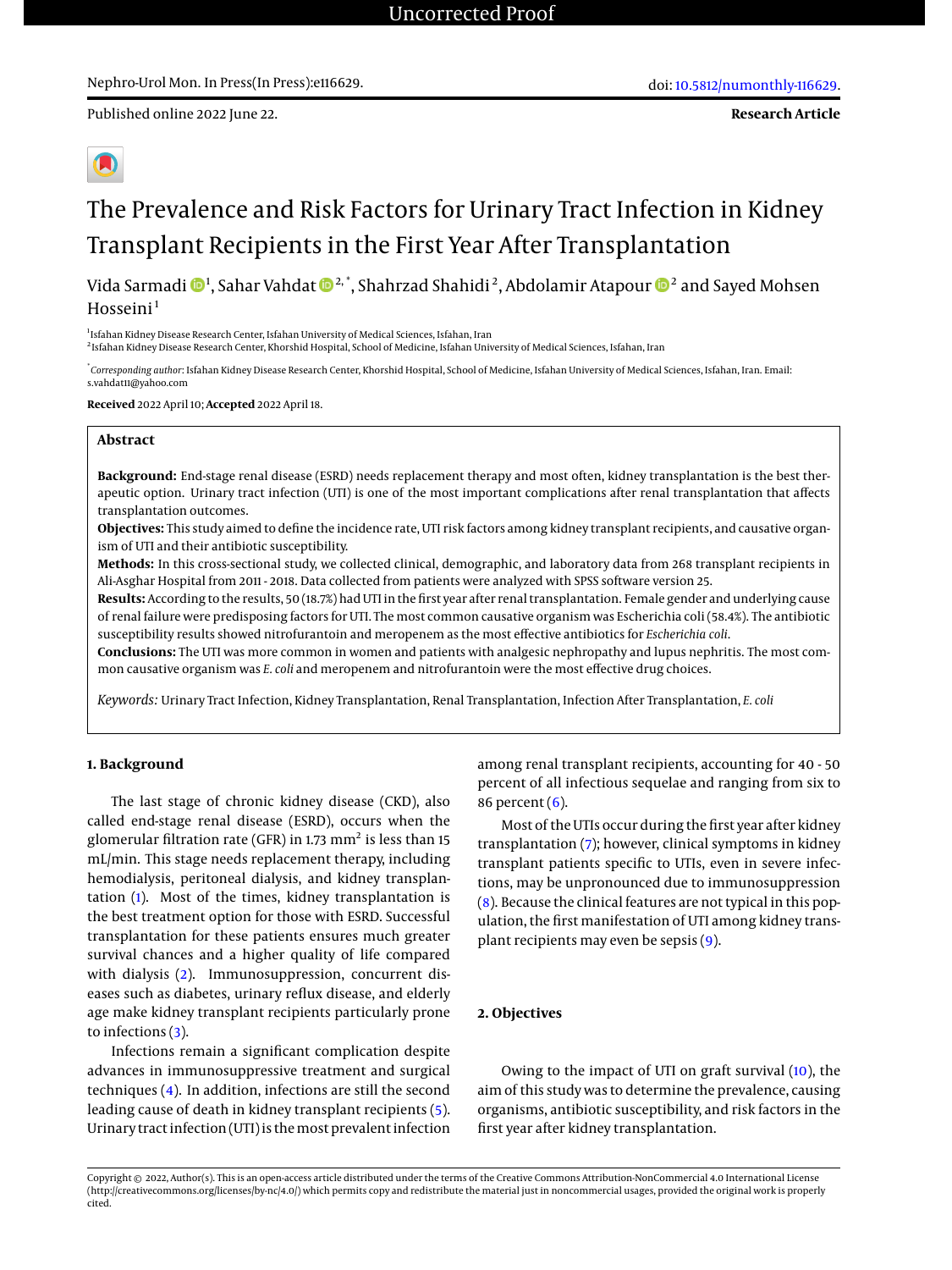Uncorrected Proof

Nephro-Urol Mon. In Press(In Press):e116629.

doi: 10.5812/numonthly-116629.

Published online 2022 June 22.

**Research Article**

# The Prevalence and Risk Factors for Urinary Tract Infection in Kidney Transplant Recipients in the First Year After Transplantation

Vida Sarmadi [1], Sahar Vahdat [2,*], Shahrzad Shahidi [2], Abdolamir Atapour [2] and Sayed Mohsen Hosseini [1]

[1] Isfahan Kidney Disease Research Center, Isfahan University of Medical Sciences, Isfahan, Iran
[2] Isfahan Kidney Disease Research Center, Khorshid Hospital, School of Medicine, Isfahan University of Medical Sciences, Isfahan, Iran

[*] *Corresponding author*: Isfahan Kidney Disease Research Center, Khorshid Hospital, School of Medicine, Isfahan University of Medical Sciences, Isfahan, Iran. Email: s.vahdat11@yahoo.com

**Received** 2022 April 10; **Accepted** 2022 April 18.

## Abstract

**Background:** End-stage renal disease (ESRD) needs replacement therapy and most often, kidney transplantation is the best therapeutic option. Urinary tract infection (UTI) is one of the most important complications after renal transplantation that affects transplantation outcomes.

**Objectives:** This study aimed to define the incidence rate, UTI risk factors among kidney transplant recipients, and causative organism of UTI and their antibiotic susceptibility.

**Methods:** In this cross-sectional study, we collected clinical, demographic, and laboratory data from 268 transplant recipients in Ali-Asghar Hospital from 2011 - 2018. Data collected from patients were analyzed with SPSS software version 25.

**Results:** According to the results, 50 (18.7%) had UTI in the first year after renal transplantation. Female gender and underlying cause of renal failure were predisposing factors for UTI. The most common causative organism was Escherichia coli (58.4%). The antibiotic susceptibility results showed nitrofurantoin and meropenem as the most effective antibiotics for *Escherichia coli*.

**Conclusions:** The UTI was more common in women and patients with analgesic nephropathy and lupus nephritis. The most common causative organism was *E. coli* and meropenem and nitrofurantoin were the most effective drug choices.

*Keywords:* Urinary Tract Infection, Kidney Transplantation, Renal Transplantation, Infection After Transplantation, *E. coli*

## 1. Background

The last stage of chronic kidney disease (CKD), also called end-stage renal disease (ESRD), occurs when the glomerular filtration rate (GFR) in 1.73 $mm^2$ is less than 15 mL/min. This stage needs replacement therapy, including hemodialysis, peritoneal dialysis, and kidney transplantation (1). Most of the times, kidney transplantation is the best treatment option for those with ESRD. Successful transplantation for these patients ensures much greater survival chances and a higher quality of life compared with dialysis (2). Immunosuppression, concurrent diseases such as diabetes, urinary reflux disease, and elderly age make kidney transplant recipients particularly prone to infections (3).

Infections remain a significant complication despite advances in immunosuppressive treatment and surgical techniques (4). In addition, infections are still the second leading cause of death in kidney transplant recipients (5). Urinary tract infection (UTI) is the most prevalent infection among renal transplant recipients, accounting for 40 - 50 percent of all infectious sequelae and ranging from six to 86 percent (6).

Most of the UTIs occur during the first year after kidney transplantation (7); however, clinical symptoms in kidney transplant patients specific to UTIs, even in severe infections, may be unpronounced due to immunosuppression (8). Because the clinical features are not typical in this population, the first manifestation of UTI among kidney transplant recipients may even be sepsis (9).

## 2. Objectives

Owing to the impact of UTI on graft survival (10), the aim of this study was to determine the prevalence, causing organisms, antibiotic susceptibility, and risk factors in the first year after kidney transplantation.

Copyright © 2022, Author(s). This is an open-access article distributed under the terms of the Creative Commons Attribution-NonCommercial 4.0 International License (http://creativecommons.org/licenses/by-nc/4.0/) which permits copy and redistribute the material just in noncommercial usages, provided the original work is properly cited.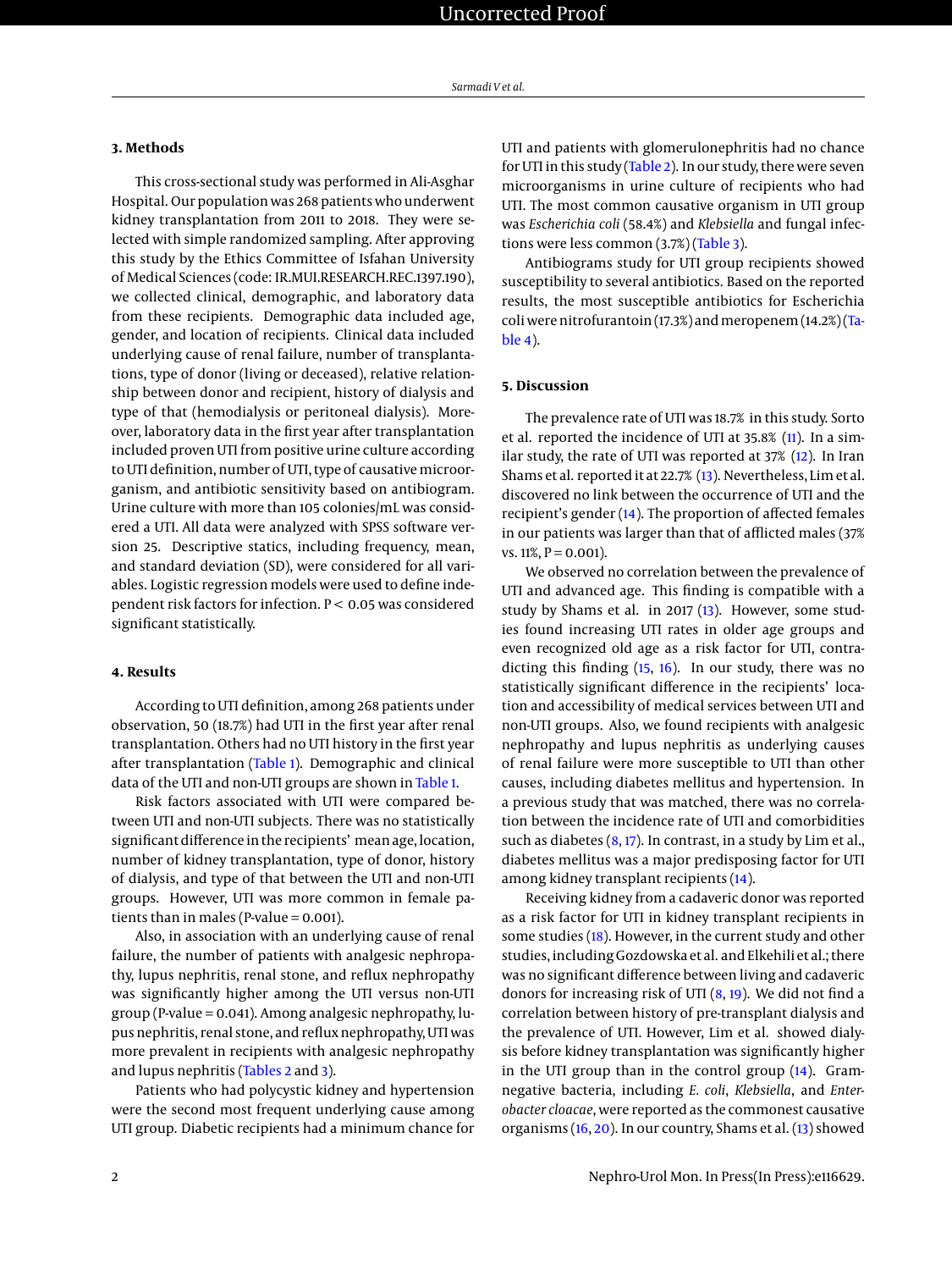## 3. Methods

This cross-sectional study was performed in Ali-Asghar Hospital. Our population was 268 patients who underwent kidney transplantation from 2011 to 2018. They were selected with simple randomized sampling. After approving this study by the Ethics Committee of Isfahan University of Medical Sciences (code: IR.MUI.RESEARCH.REC.1397.190), we collected clinical, demographic, and laboratory data from these recipients. Demographic data included age, gender, and location of recipients. Clinical data included underlying cause of renal failure, number of transplantations, type of donor (living or deceased), relative relationship between donor and recipient, history of dialysis and type of that (hemodialysis or peritoneal dialysis). Moreover, laboratory data in the first year after transplantation included proven UTI from positive urine culture according to UTI definition, number of UTI, type of causative microorganism, and antibiotic sensitivity based on antibiogram. Urine culture with more than 105 colonies/mL was considered a UTI. All data were analyzed with SPSS software version 25. Descriptive statics, including frequency, mean, and standard deviation (SD), were considered for all variables. Logistic regression models were used to define independent risk factors for infection. $P < 0.05$ was considered significant statistically.

## 4. Results

According to UTI definition, among 268 patients under observation, 50 (18.7%) had UTI in the first year after renal transplantation. Others had no UTI history in the first year after transplantation (Table 1). Demographic and clinical data of the UTI and non-UTI groups are shown in Table 1.

Risk factors associated with UTI were compared between UTI and non-UTI subjects. There was no statistically significant difference in the recipients' mean age, location, number of kidney transplantation, type of donor, history of dialysis, and type of that between the UTI and non-UTI groups. However, UTI was more common in female patients than in males (P-value = 0.001).

Also, in association with an underlying cause of renal failure, the number of patients with analgesic nephropathy, lupus nephritis, renal stone, and reflux nephropathy was significantly higher among the UTI versus non-UTI group (P-value = 0.041). Among analgesic nephropathy, lupus nephritis, renal stone, and reflux nephropathy, UTI was more prevalent in recipients with analgesic nephropathy and lupus nephritis (Tables 2 and 3).

Patients who had polycystic kidney and hypertension were the second most frequent underlying cause among UTI group. Diabetic recipients had a minimum chance for UTI and patients with glomerulonephritis had no chance for UTI in this study (Table 2). In our study, there were seven microorganisms in urine culture of recipients who had UTI. The most common causative organism in UTI group was *Escherichia coli* (58.4%) and *Klebsiella* and fungal infections were less common (3.7%) (Table 3).

Antibiograms study for UTI group recipients showed susceptibility to several antibiotics. Based on the reported results, the most susceptible antibiotics for Escherichia coli were nitrofurantoin (17.3%) and meropenem (14.2%) (Table 4).

## 5. Discussion

The prevalence rate of UTI was 18.7% in this study. Sorto et al. reported the incidence of UTI at 35.8% (11). In a similar study, the rate of UTI was reported at 37% (12). In Iran Shams et al. reported it at 22.7% (13). Nevertheless, Lim et al. discovered no link between the occurrence of UTI and the recipient's gender (14). The proportion of affected females in our patients was larger than that of afflicted males (37% vs. 11%, P = 0.001).

We observed no correlation between the prevalence of UTI and advanced age. This finding is compatible with a study by Shams et al. in 2017 (13). However, some studies found increasing UTI rates in older age groups and even recognized old age as a risk factor for UTI, contradicting this finding (15, 16). In our study, there was no statistically significant difference in the recipients' location and accessibility of medical services between UTI and non-UTI groups. Also, we found recipients with analgesic nephropathy and lupus nephritis as underlying causes of renal failure were more susceptible to UTI than other causes, including diabetes mellitus and hypertension. In a previous study that was matched, there was no correlation between the incidence rate of UTI and comorbidities such as diabetes (8, 17). In contrast, in a study by Lim et al., diabetes mellitus was a major predisposing factor for UTI among kidney transplant recipients (14).

Receiving kidney from a cadaveric donor was reported as a risk factor for UTI in kidney transplant recipients in some studies (18). However, in the current study and other studies, including Gozdowska et al. and Elkehili et al.; there was no significant difference between living and cadaveric donors for increasing risk of UTI (8, 19). We did not find a correlation between history of pre-transplant dialysis and the prevalence of UTI. However, Lim et al. showed dialysis before kidney transplantation was significantly higher in the UTI group than in the control group (14). Gram-negative bacteria, including *E. coli*, *Klebsiella*, and *Enterobacter cloacae*, were reported as the commonest causative organisms (16, 20). In our country, Shams et al. (13) showed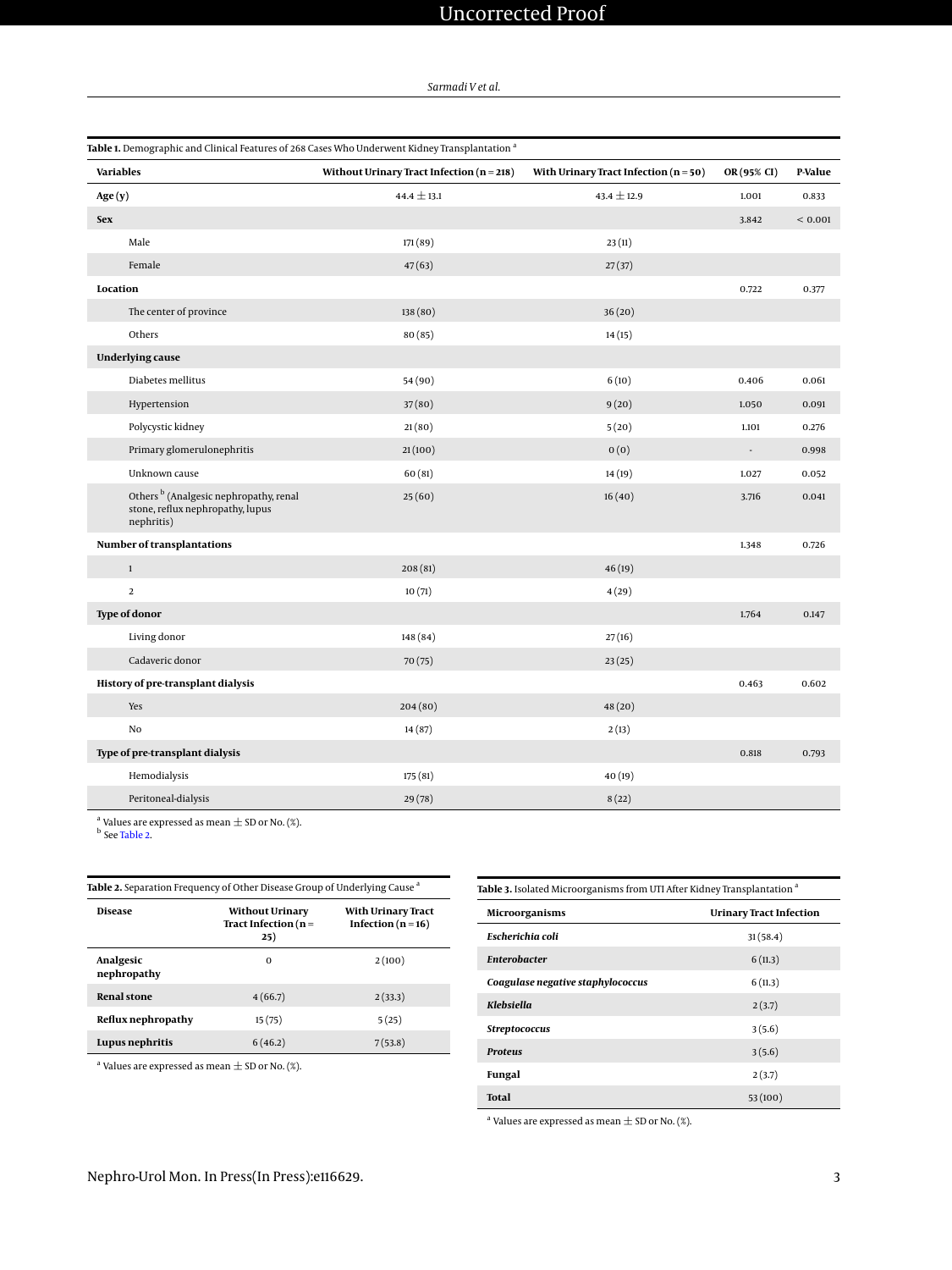**Table 1.** Demographic and Clinical Features of 268 Cases Who Underwent Kidney Transplantation [a]

| Variables | Without Urinary Tract Infection (n = 218) | With Urinary Tract Infection (n = 50) | OR (95% CI) | P-Value |
|---|---|---|---|---|
| **Age (y)** | 44.4 ± 13.1 | 43.4 ± 12.9 | 1.001 | 0.833 |
| **Sex** | | | 3.842 | < 0.001 |
| Male | 171 (89) | 23 (11) | | |
| Female | 47 (63) | 27 (37) | | |
| **Location** | | | 0.722 | 0.377 |
| The center of province | 138 (80) | 36 (20) | | |
| Others | 80 (85) | 14 (15) | | |
| **Underlying cause** | | | | |
| Diabetes mellitus | 54 (90) | 6 (10) | 0.406 | 0.061 |
| Hypertension | 37 (80) | 9 (20) | 1.050 | 0.091 |
| Polycystic kidney | 21 (80) | 5 (20) | 1.101 | 0.276 |
| Primary glomerulonephritis | 21 (100) | 0 (0) | - | 0.998 |
| Unknown cause | 60 (81) | 14 (19) | 1.027 | 0.052 |
| Others [b] (Analgesic nephropathy, renal stone, reflux nephropathy, lupus nephritis) | 25 (60) | 16 (40) | 3.716 | 0.041 |
| **Number of transplantations** | | | 1.348 | 0.726 |
| 1 | 208 (81) | 46 (19) | | |
| 2 | 10 (71) | 4 (29) | | |
| **Type of donor** | | | 1.764 | 0.147 |
| Living donor | 148 (84) | 27 (16) | | |
| Cadaveric donor | 70 (75) | 23 (25) | | |
| **History of pre-transplant dialysis** | | | 0.463 | 0.602 |
| Yes | 204 (80) | 48 (20) | | |
| No | 14 (87) | 2 (13) | | |
| **Type of pre-transplant dialysis** | | | 0.818 | 0.793 |
| Hemodialysis | 175 (81) | 40 (19) | | |
| Peritoneal-dialysis | 29 (78) | 8 (22) | | |

[a] Values are expressed as mean ± SD or No. (%).
[b] See Table 2.

**Table 2.** Separation Frequency of Other Disease Group of Underlying Cause [a]

| Disease | Without Urinary Tract Infection (n = 25) | With Urinary Tract Infection (n = 16) |
|---|---|---|
| **Analgesic nephropathy** | 0 | 2 (100) |
| **Renal stone** | 4 (66.7) | 2 (33.3) |
| **Reflux nephropathy** | 15 (75) | 5 (25) |
| **Lupus nephritis** | 6 (46.2) | 7 (53.8) |

[a] Values are expressed as mean ± SD or No. (%).

**Table 3.** Isolated Microorganisms from UTI After Kidney Transplantation [a]

| Microorganisms | Urinary Tract Infection |
|---|---|
| ***Escherichia coli*** | 31 (58.4) |
| ***Enterobacter*** | 6 (11.3) |
| ***Coagulase negative staphylococcus*** | 6 (11.3) |
| ***Klebsiella*** | 2 (3.7) |
| ***Streptococcus*** | 3 (5.6) |
| ***Proteus*** | 3 (5.6) |
| **Fungal** | 2 (3.7) |
| **Total** | 53 (100) |

[a] Values are expressed as mean ± SD or No. (%).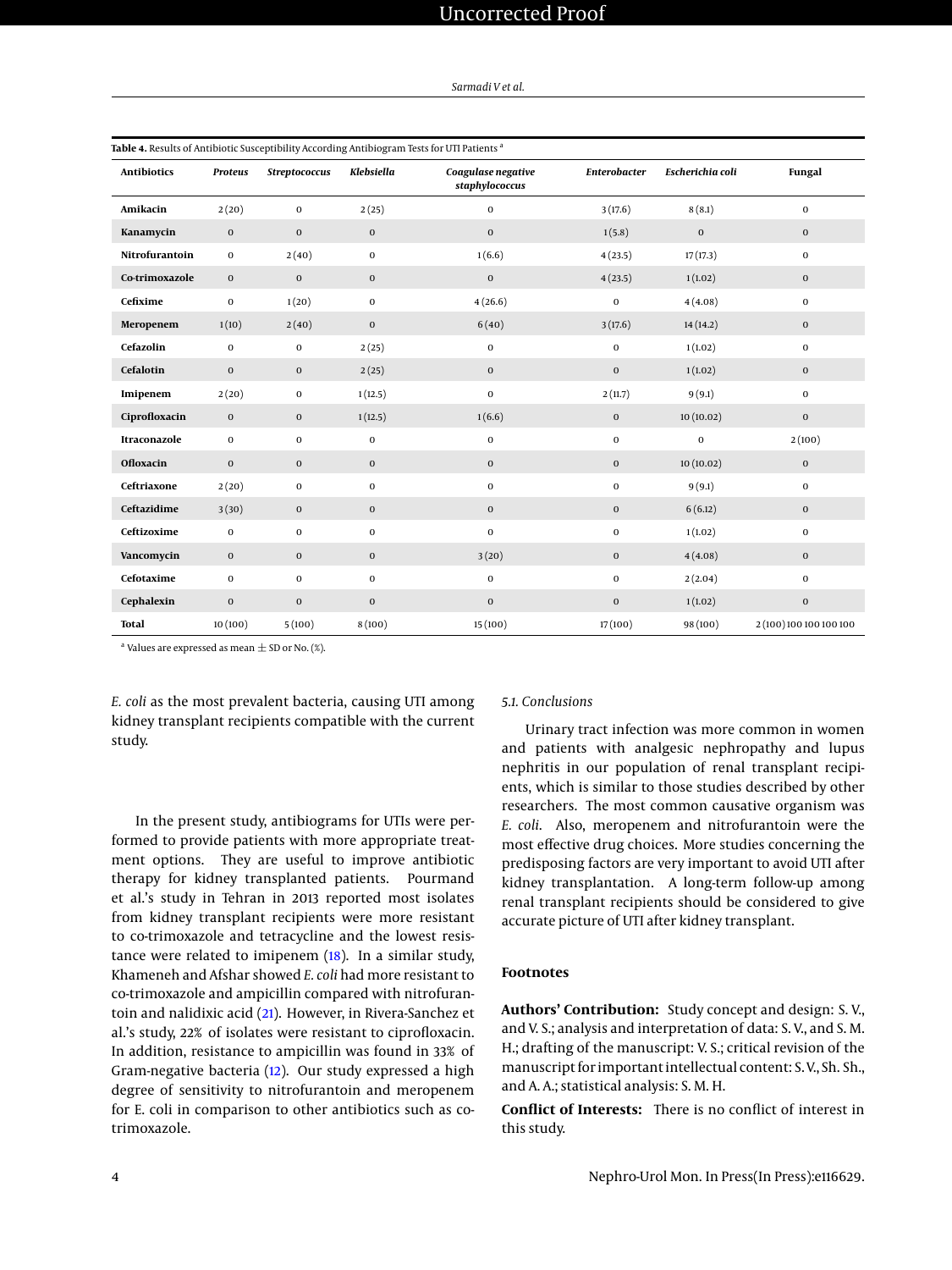**Table 4.** Results of Antibiotic Susceptibility According Antibiogram Tests for UTI Patients [a]

| Antibiotics | *Proteus* | *Streptococcus* | *Klebsiella* | *Coagulase negative staphylococcus* | *Enterobacter* | *Escherichia coli* | Fungal |
|---|---|---|---|---|---|---|---|
| **Amikacin** | 2 (20) | 0 | 2 (25) | 0 | 3 (17.6) | 8 (8.1) | 0 |
| **Kanamycin** | 0 | 0 | 0 | 0 | 1 (5.8) | 0 | 0 |
| **Nitrofurantoin** | 0 | 2 (40) | 0 | 1 (6.6) | 4 (23.5) | 17 (17.3) | 0 |
| **Co-trimoxazole** | 0 | 0 | 0 | 0 | 4 (23.5) | 1 (1.02) | 0 |
| **Cefixime** | 0 | 1 (20) | 0 | 4 (26.6) | 0 | 4 (4.08) | 0 |
| **Meropenem** | 1 (10) | 2 (40) | 0 | 6 (40) | 3 (17.6) | 14 (14.2) | 0 |
| **Cefazolin** | 0 | 0 | 2 (25) | 0 | 0 | 1 (1.02) | 0 |
| **Cefalotin** | 0 | 0 | 2 (25) | 0 | 0 | 1 (1.02) | 0 |
| **Imipenem** | 2 (20) | 0 | 1 (12.5) | 0 | 2 (11.7) | 9 (9.1) | 0 |
| **Ciprofloxacin** | 0 | 0 | 1 (12.5) | 1 (6.6) | 0 | 10 (10.02) | 0 |
| **Itraconazole** | 0 | 0 | 0 | 0 | 0 | 0 | 2 (100) |
| **Ofloxacin** | 0 | 0 | 0 | 0 | 0 | 10 (10.02) | 0 |
| **Ceftriaxone** | 2 (20) | 0 | 0 | 0 | 0 | 9 (9.1) | 0 |
| **Ceftazidime** | 3 (30) | 0 | 0 | 0 | 0 | 6 (6.12) | 0 |
| **Ceftizoxime** | 0 | 0 | 0 | 0 | 0 | 1 (1.02) | 0 |
| **Vancomycin** | 0 | 0 | 0 | 3 (20) | 0 | 4 (4.08) | 0 |
| **Cefotaxime** | 0 | 0 | 0 | 0 | 0 | 2 (2.04) | 0 |
| **Cephalexin** | 0 | 0 | 0 | 0 | 0 | 1 (1.02) | 0 |
| **Total** | 10 (100) | 5 (100) | 8 (100) | 15 (100) | 17 (100) | 98 (100) | 2 (100) 100 100 100 100 |

[a] Values are expressed as mean ± SD or No. (%).

*E. coli* as the most prevalent bacteria, causing UTI among kidney transplant recipients compatible with the current study.

In the present study, antibiograms for UTIs were performed to provide patients with more appropriate treatment options. They are useful to improve antibiotic therapy for kidney transplanted patients. Pourmand et al.'s study in Tehran in 2013 reported most isolates from kidney transplant recipients were more resistant to co-trimoxazole and tetracycline and the lowest resistance were related to imipenem (18). In a similar study, Khameneh and Afshar showed *E. coli* had more resistant to co-trimoxazole and ampicillin compared with nitrofurantoin and nalidixic acid (21). However, in Rivera-Sanchez et al.'s study, 22% of isolates were resistant to ciprofloxacin. In addition, resistance to ampicillin was found in 33% of Gram-negative bacteria (12). Our study expressed a high degree of sensitivity to nitrofurantoin and meropenem for E. coli in comparison to other antibiotics such as co-trimoxazole.

### 5.1. Conclusions

Urinary tract infection was more common in women and patients with analgesic nephropathy and lupus nephritis in our population of renal transplant recipients, which is similar to those studies described by other researchers. The most common causative organism was *E. coli*. Also, meropenem and nitrofurantoin were the most effective drug choices. More studies concerning the predisposing factors are very important to avoid UTI after kidney transplantation. A long-term follow-up among renal transplant recipients should be considered to give accurate picture of UTI after kidney transplant.

## Footnotes

**Authors' Contribution:** Study concept and design: S. V., and V. S.; analysis and interpretation of data: S. V., and S. M. H.; drafting of the manuscript: V. S.; critical revision of the manuscript for important intellectual content: S. V., Sh. Sh., and A. A.; statistical analysis: S. M. H.

**Conflict of Interests:** There is no conflict of interest in this study.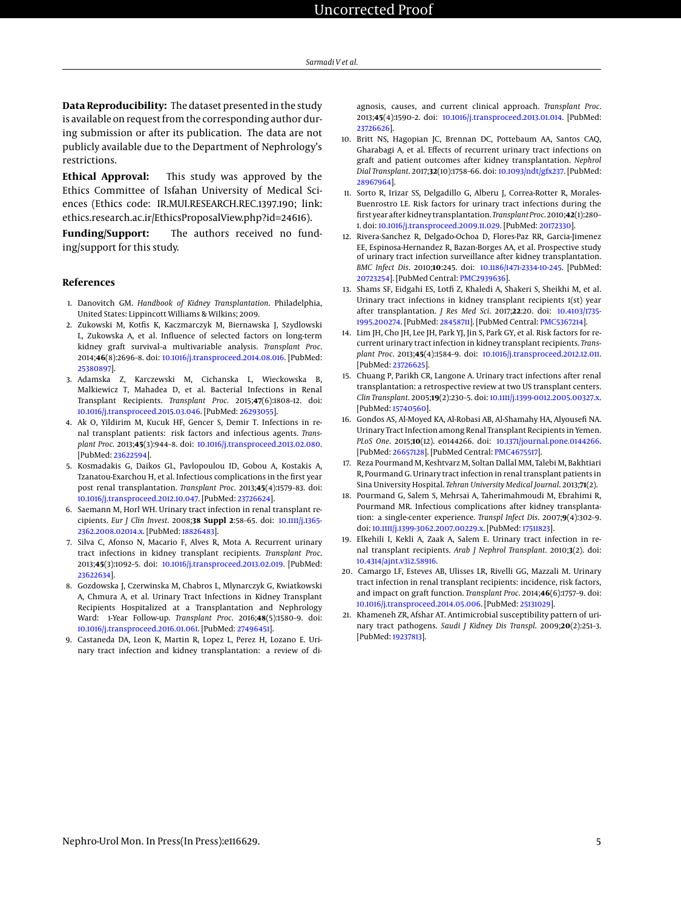**Data Reproducibility:** The dataset presented in the study is available on request from the corresponding author during submission or after its publication. The data are not publicly available due to the Department of Nephrology's restrictions.

**Ethical Approval:** This study was approved by the Ethics Committee of Isfahan University of Medical Sciences (Ethics code: IR.MUI.RESEARCH.REC.1397.190; link: ethics.research.ac.ir/EthicsProposalView.php?id=24616).

**Funding/Support:** The authors received no funding/support for this study.

## References

1. Danovitch GM. *Handbook of Kidney Transplantation*. Philadelphia, United States: Lippincott Williams & Wilkins; 2009.
2. Zukowski M, Kotfis K, Kaczmarczyk M, Biernawska J, Szydlowski L, Zukowska A, et al. Influence of selected factors on long-term kidney graft survival–a multivariable analysis. *Transplant Proc*. 2014;**46**(8):2696–8. doi: 10.1016/j.transproceed.2014.08.016. [PubMed: 25380897].
3. Adamska Z, Karczewski M, Cichanska L, Wieckowska B, Malkiewicz T, Mahadea D, et al. Bacterial Infections in Renal Transplant Recipients. *Transplant Proc*. 2015;**47**(6):1808–12. doi: 10.1016/j.transproceed.2015.03.046. [PubMed: 26293055].
4. Ak O, Yildirim M, Kucuk HF, Gencer S, Demir T. Infections in renal transplant patients: risk factors and infectious agents. *Transplant Proc*. 2013;**45**(3):944–8. doi: 10.1016/j.transproceed.2013.02.080. [PubMed: 23622594].
5. Kosmadakis G, Daikos GL, Pavlopoulou ID, Gobou A, Kostakis A, Tzanatou-Exarchou H, et al. Infectious complications in the first year post renal transplantation. *Transplant Proc*. 2013;**45**(4):1579–83. doi: 10.1016/j.transproceed.2012.10.047. [PubMed: 23726624].
6. Saemann M, Horl WH. Urinary tract infection in renal transplant recipients. *Eur J Clin Invest*. 2008;**38 Suppl 2**:58–65. doi: 10.1111/j.1365-2362.2008.02014.x. [PubMed: 18826483].
7. Silva C, Afonso N, Macario F, Alves R, Mota A. Recurrent urinary tract infections in kidney transplant recipients. *Transplant Proc*. 2013;**45**(3):1092–5. doi: 10.1016/j.transproceed.2013.02.019. [PubMed: 23622634].
8. Gozdowska J, Czerwinska M, Chabros L, Mlynarczyk G, Kwiatkowski A, Chmura A, et al. Urinary Tract Infections in Kidney Transplant Recipients Hospitalized at a Transplantation and Nephrology Ward: 1-Year Follow-up. *Transplant Proc*. 2016;**48**(5):1580–9. doi: 10.1016/j.transproceed.2016.01.061. [PubMed: 27496451].
9. Castaneda DA, Leon K, Martin R, Lopez L, Perez H, Lozano E. Urinary tract infection and kidney transplantation: a review of diagnosis, causes, and current clinical approach. *Transplant Proc*. 2013;**45**(4):1590–2. doi: 10.1016/j.transproceed.2013.01.014. [PubMed: 23726626].
10. Britt NS, Hagopian JC, Brennan DC, Pottebaum AA, Santos CAQ, Gharabagi A, et al. Effects of recurrent urinary tract infections on graft and patient outcomes after kidney transplantation. *Nephrol Dial Transplant*. 2017;**32**(10):1758–66. doi: 10.1093/ndt/gfx237. [PubMed: 28967964].
11. Sorto R, Irizar SS, Delgadillo G, Alberu J, Correa-Rotter R, Morales-Buenrostro LE. Risk factors for urinary tract infections during the first year after kidney transplantation. *Transplant Proc*. 2010;**42**(1):280–1. doi: 10.1016/j.transproceed.2009.11.029. [PubMed: 20172330].
12. Rivera-Sanchez R, Delgado-Ochoa D, Flores-Paz RR, Garcia-Jimenez EE, Espinosa-Hernandez R, Bazan-Borges AA, et al. Prospective study of urinary tract infection surveillance after kidney transplantation. *BMC Infect Dis*. 2010;**10**:245. doi: 10.1186/1471-2334-10-245. [PubMed: 20723254]. [PubMed Central: PMC2939636].
13. Shams SF, Eidgahi ES, Lotfi Z, Khaledi A, Shakeri S, Sheikhi M, et al. Urinary tract infections in kidney transplant recipients 1(st) year after transplantation. *J Res Med Sci*. 2017;**22**:20. doi: 10.4103/1735-1995.200274. [PubMed: 28458711]. [PubMed Central: PMC5367214].
14. Lim JH, Cho JH, Lee JH, Park YJ, Jin S, Park GY, et al. Risk factors for recurrent urinary tract infection in kidney transplant recipients. *Transplant Proc*. 2013;**45**(4):1584–9. doi: 10.1016/j.transproceed.2012.12.011. [PubMed: 23726625].
15. Chuang P, Parikh CR, Langone A. Urinary tract infections after renal transplantation: a retrospective review at two US transplant centers. *Clin Transplant*. 2005;**19**(2):230–5. doi: 10.1111/j.1399-0012.2005.00327.x. [PubMed: 15740560].
16. Gondos AS, Al-Moyed KA, Al-Robasi AB, Al-Shamahy HA, Alyousefi NA. Urinary Tract Infection among Renal Transplant Recipients in Yemen. *PLoS One*. 2015;**10**(12). e0144266. doi: 10.1371/journal.pone.0144266. [PubMed: 26657128]. [PubMed Central: PMC4675517].
17. Reza Pourmand M, Keshtvarz M, Soltan Dallal MM, Talebi M, Bakhtiari R, Pourmand G. Urinary tract infection in renal transplant patients in Sina University Hospital. *Tehran University Medical Journal*. 2013;**71**(2).
18. Pourmand G, Salem S, Mehrsai A, Taherimahmoudi M, Ebrahimi R, Pourmand MR. Infectious complications after kidney transplantation: a single-center experience. *Transpl Infect Dis*. 2007;**9**(4):302–9. doi: 10.1111/j.1399-3062.2007.00229.x. [PubMed: 17511823].
19. Elkehili I, Kekli A, Zaak A, Salem E. Urinary tract infection in renal transplant recipients. *Arab J Nephrol Transplant*. 2010;**3**(2). doi: 10.4314/ajnt.v3i2.58916.
20. Camargo LF, Esteves AB, Ulisses LR, Rivelli GG, Mazzali M. Urinary tract infection in renal transplant recipients: incidence, risk factors, and impact on graft function. *Transplant Proc*. 2014;**46**(6):1757–9. doi: 10.1016/j.transproceed.2014.05.006. [PubMed: 25131029].
21. Khameneh ZR, Afshar AT. Antimicrobial susceptibility pattern of urinary tract pathogens. *Saudi J Kidney Dis Transpl*. 2009;**20**(2):251–3. [PubMed: 19237813].